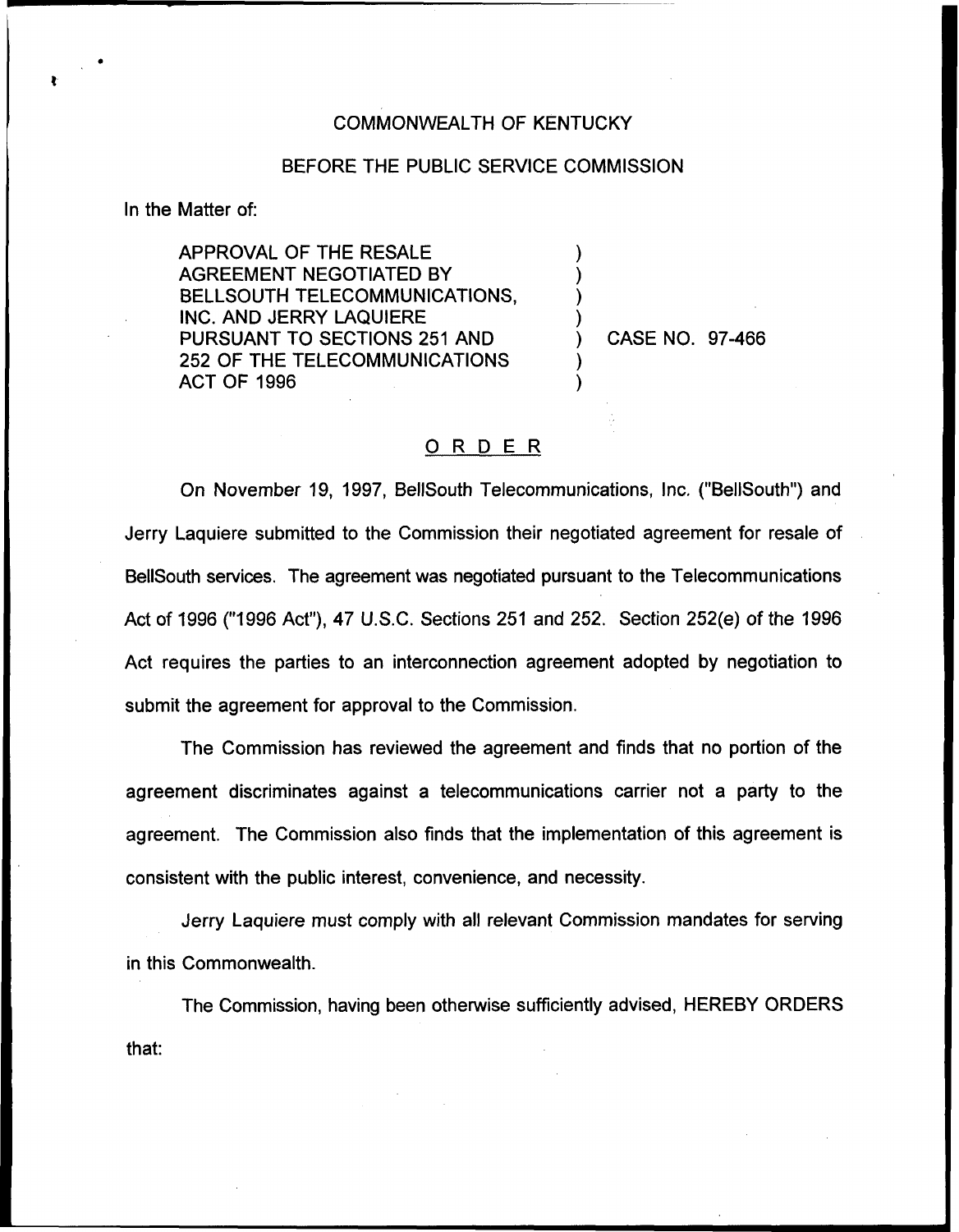COMMONWEALTH OF KENTUCKY

BEFORE THE PUBLIC SERVICE COMMISSION

In the Matter of:

APPROVAL OF THE RESALE AGREEMENT NEGOTIATED BY BELLSOUTH TELECOMMUNICATIONS, INC. AND JERRY LAQUIERE PURSUANT TO SECTIONS 251 AND 252 OF THE TELECOMMUNICATIONS ACT OF 1996 ) CASE NO. 97-466

# ORDER

On November 19, 1997, BellSouth Telecommunications, Inc. ("BellSouth") and Jerry Laquiere submitted to the Commission their negotiated agreement for resale of BellSouth services. The agreement was negotiated pursuant to the Telecommunications Act of 1996 ("1996 Act"), 47 U.S.C. Sections 251 and 252. Section 252(e) of the 1996 Act requires the parties to an interconnection agreement adopted by negotiation to submit the agreement for approval to the Commission.

The Commission has reviewed the agreement and finds that no portion of the agreement discriminates against a telecommunications carrier not a party to the agreement. The Commission also finds that the implementation of this agreement is consistent with the public interest, convenience, and necessity.

Jerry Laquiere must comply with all relevant Commission mandates for serving in this Commonwealth.

The Commission, having been otherwise sufficiently advised, HEREBY ORDERS that: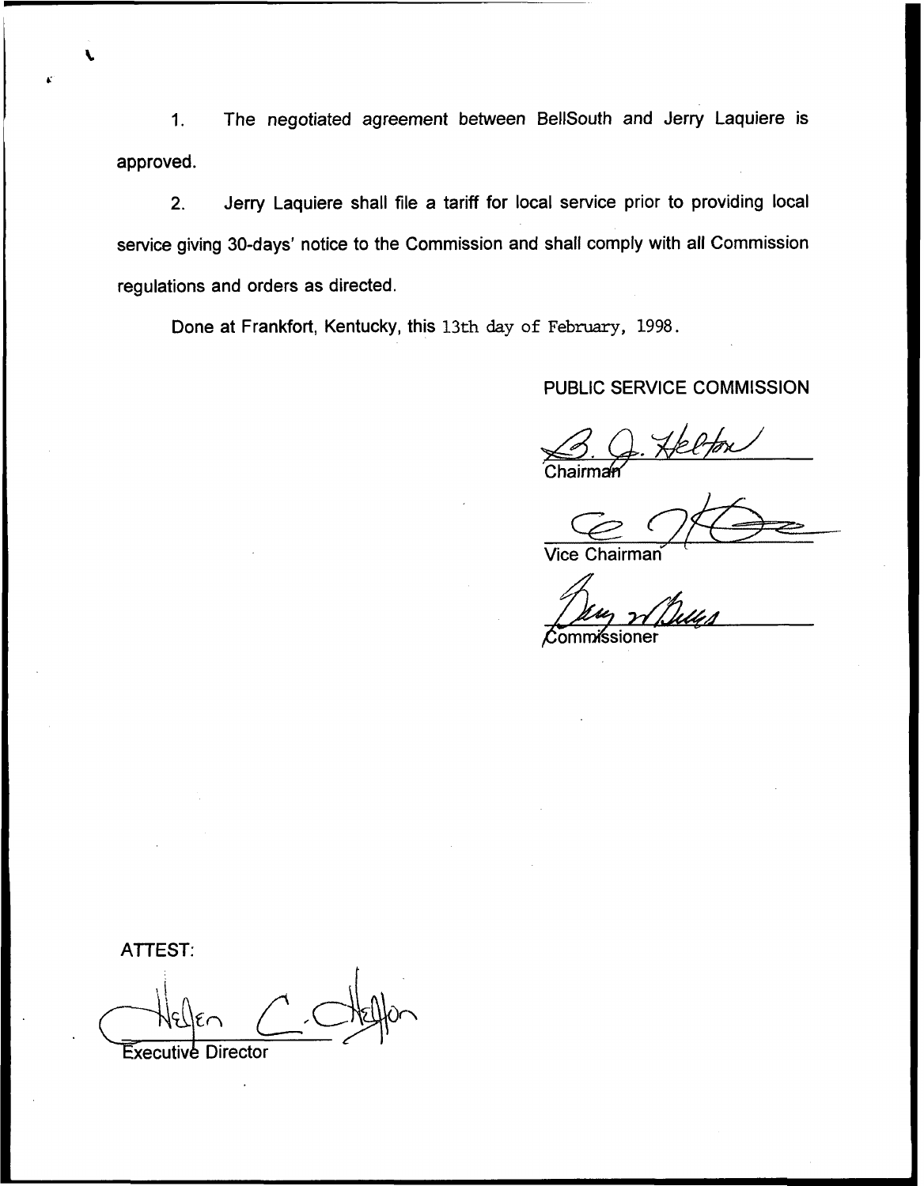1. The negotiated agreement between BellSouth and Jerry Laquiere is approved.

2. Jerry Laquiere shall file a tariff for local service prior to providing local service giving 30-days' notice to the Commission and shall comply with all Commission regulations and orders as directed.

Done at Frankfort, Kentucky, this 13th day of February, 1998.

PUBLIC SERVICE COMMISSION

Chairman

Vice Chairman

Commissioner

ATTEST:

Executive Director